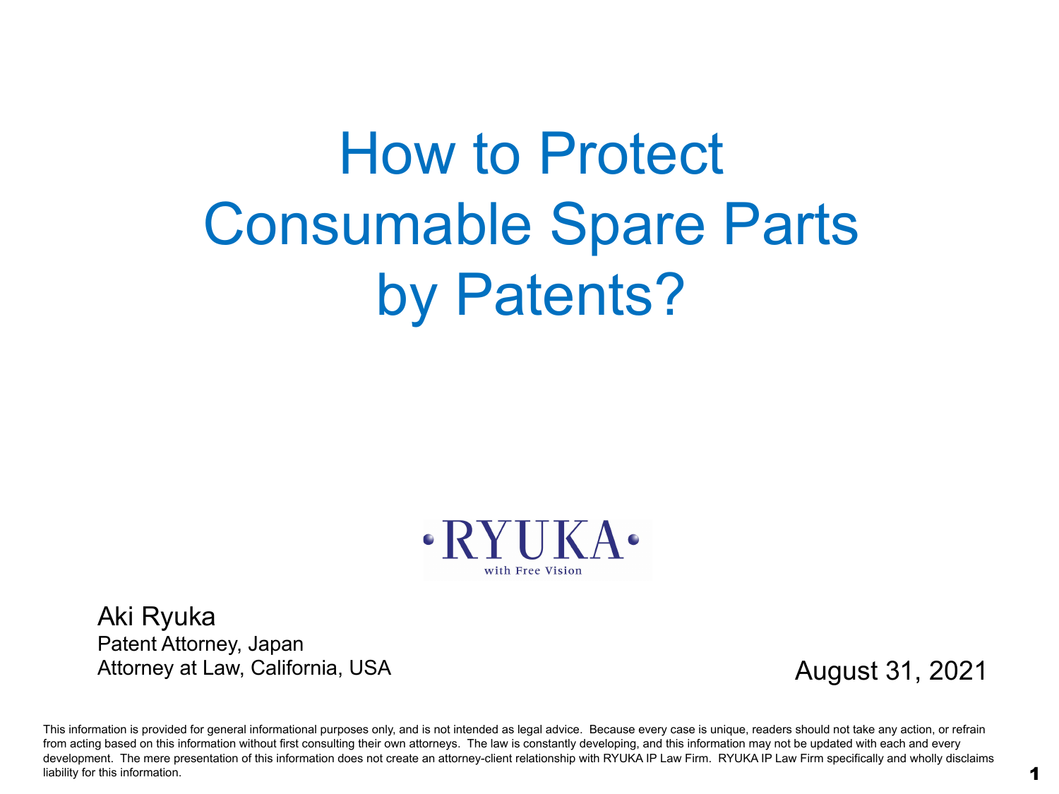# How to Protect Consumable Spare Parts by Patents?

RYUKA

with Free Vision

Aki Ryuka

Patent Attorney, Japan

Attorney at Law, California, USA

August 31, 2021

This information is provided for general informational purposes only, and is not intended as legal advice. Because every case is unique, readers should not take any action, or refrain from acting based on this information without first consulting their own attorneys. The law is constantly developing, and this information may not be updated with each and every development. The mere presentation of this information does not create an attorney-client relationship with RYUKA IP Law Firm. RYUKA IP Law Firm specifically and wholly disclaims liability for this information.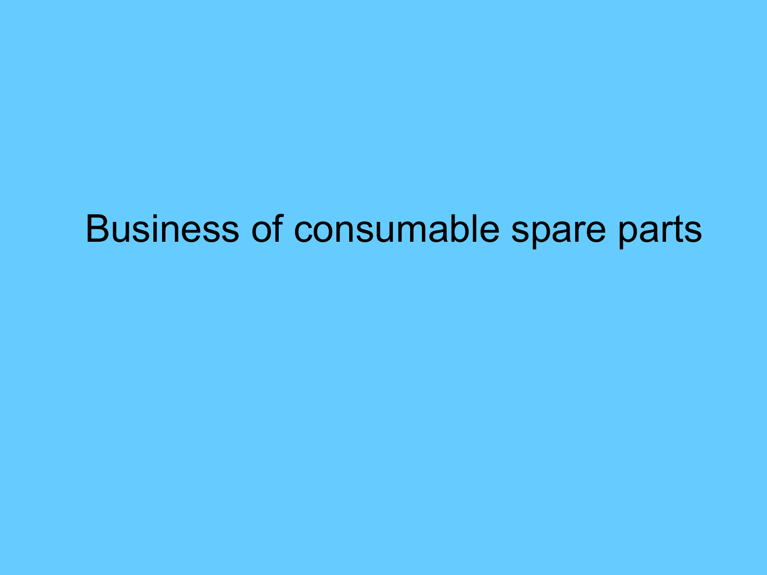# Business of consumable spare parts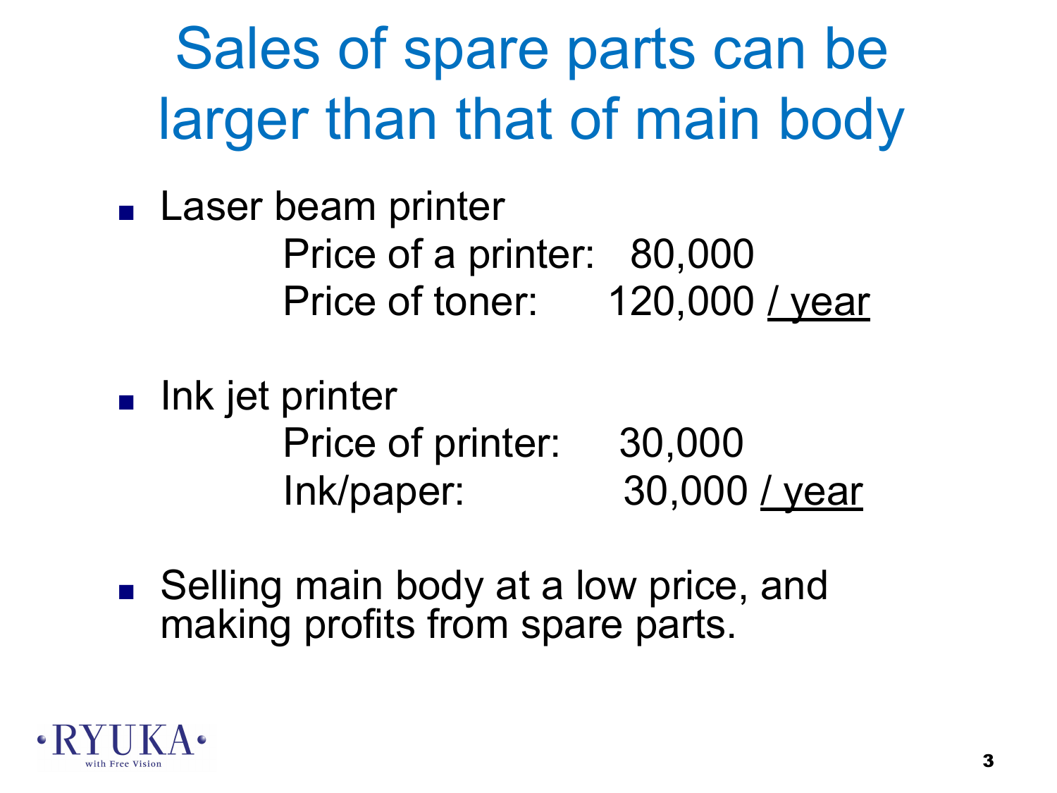# Sales of spare parts can be larger than that of main body

- Laser beam printer
  - Price of a printer: 80,000
  - Price of toner: 120,000 / year

- Ink jet printer
  - Price of printer: 30,000
  - Ink/paper: 30,000 / year

- Selling main body at a low price, and making profits from spare parts.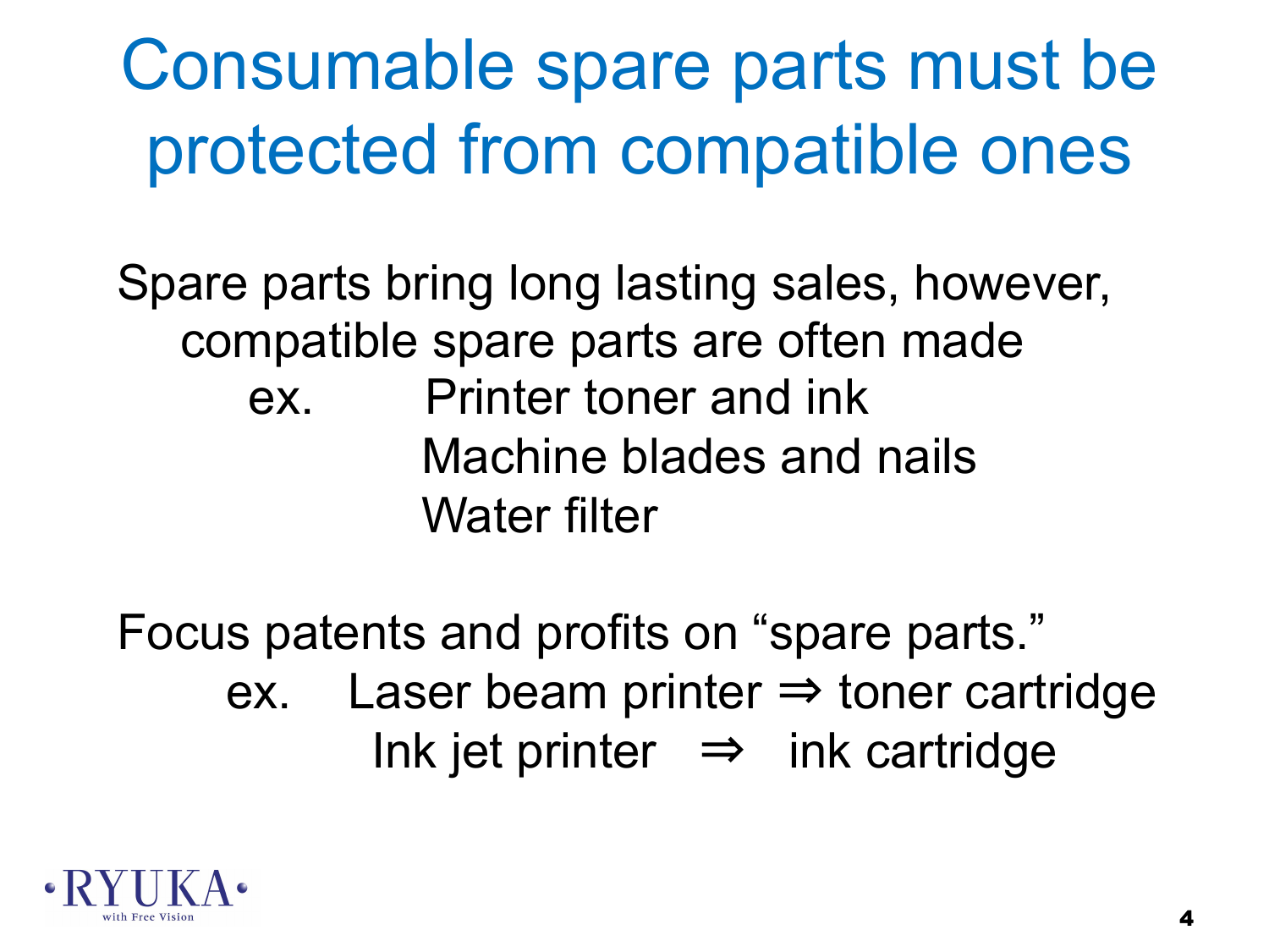# Consumable spare parts must be protected from compatible ones

Spare parts bring long lasting sales, however, compatible spare parts are often made

ex. Printer toner and ink
Machine blades and nails
Water filter

Focus patents and profits on “spare parts.”

ex. Laser beam printer ⇒ toner cartridge
Ink jet printer ⇒ ink cartridge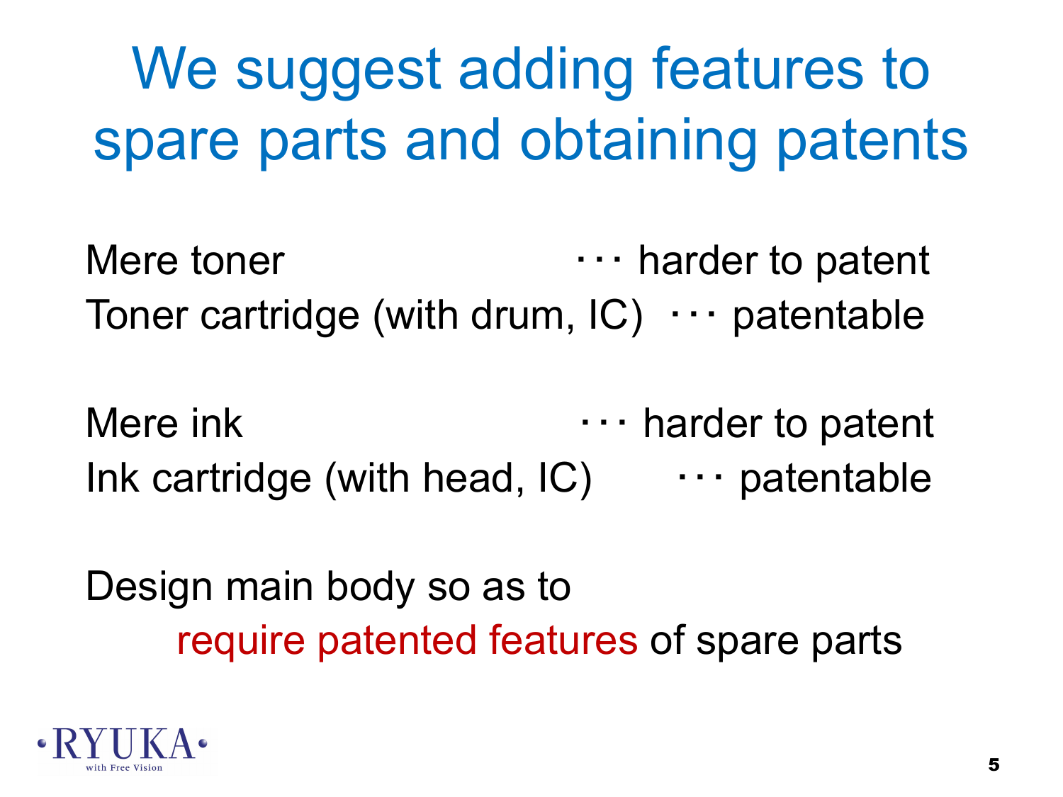# We suggest adding features to spare parts and obtaining patents

Mere toner ･･･ harder to patent

Toner cartridge (with drum, IC) ･･･ patentable

Mere ink ･･･ harder to patent

Ink cartridge (with head, IC) ･･･ patentable

Design main body so as to require patented features of spare parts

RYUKA with Free Vision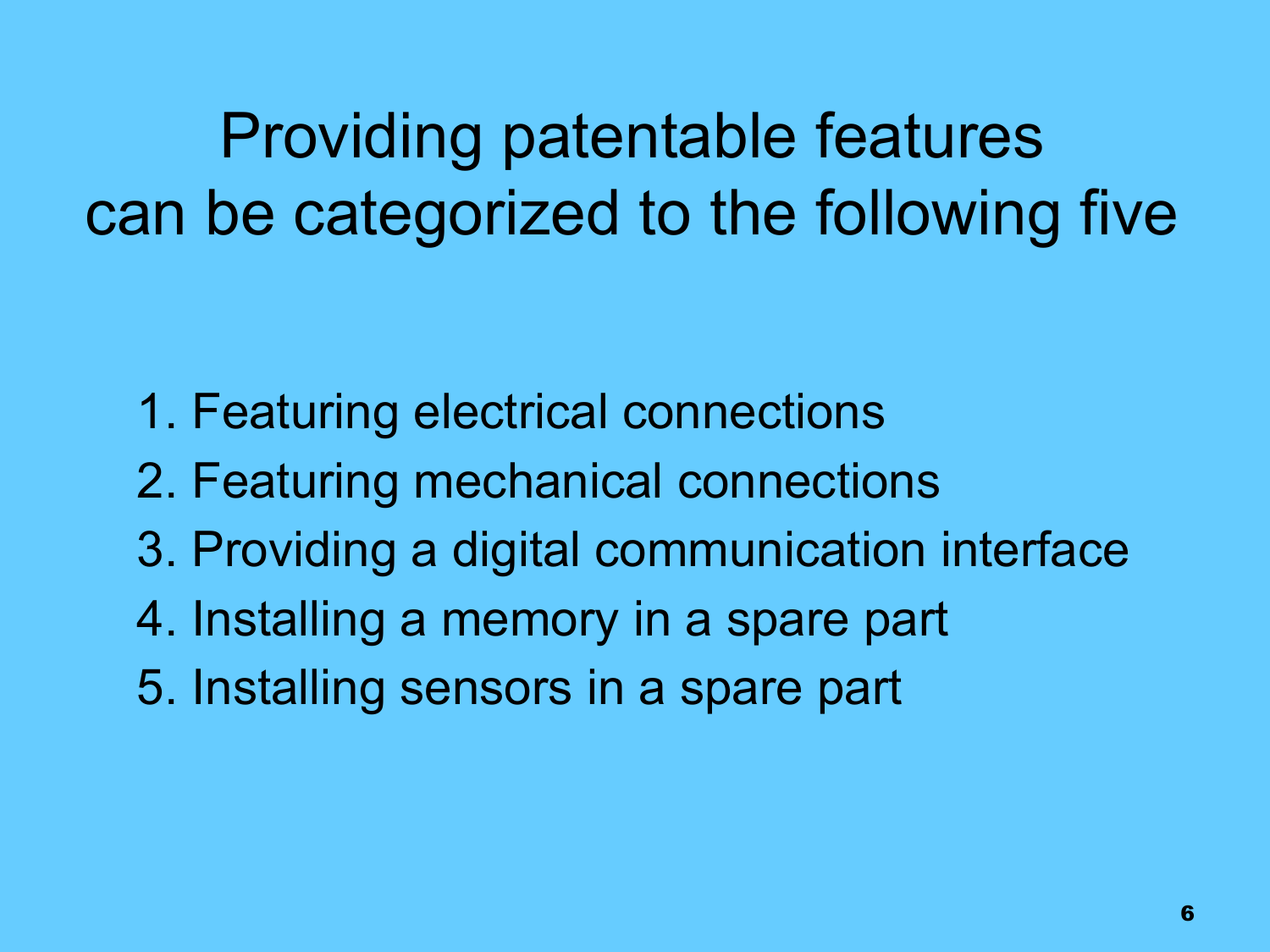# Providing patentable features can be categorized to the following five

1. Featuring electrical connections
2. Featuring mechanical connections
3. Providing a digital communication interface
4. Installing a memory in a spare part
5. Installing sensors in a spare part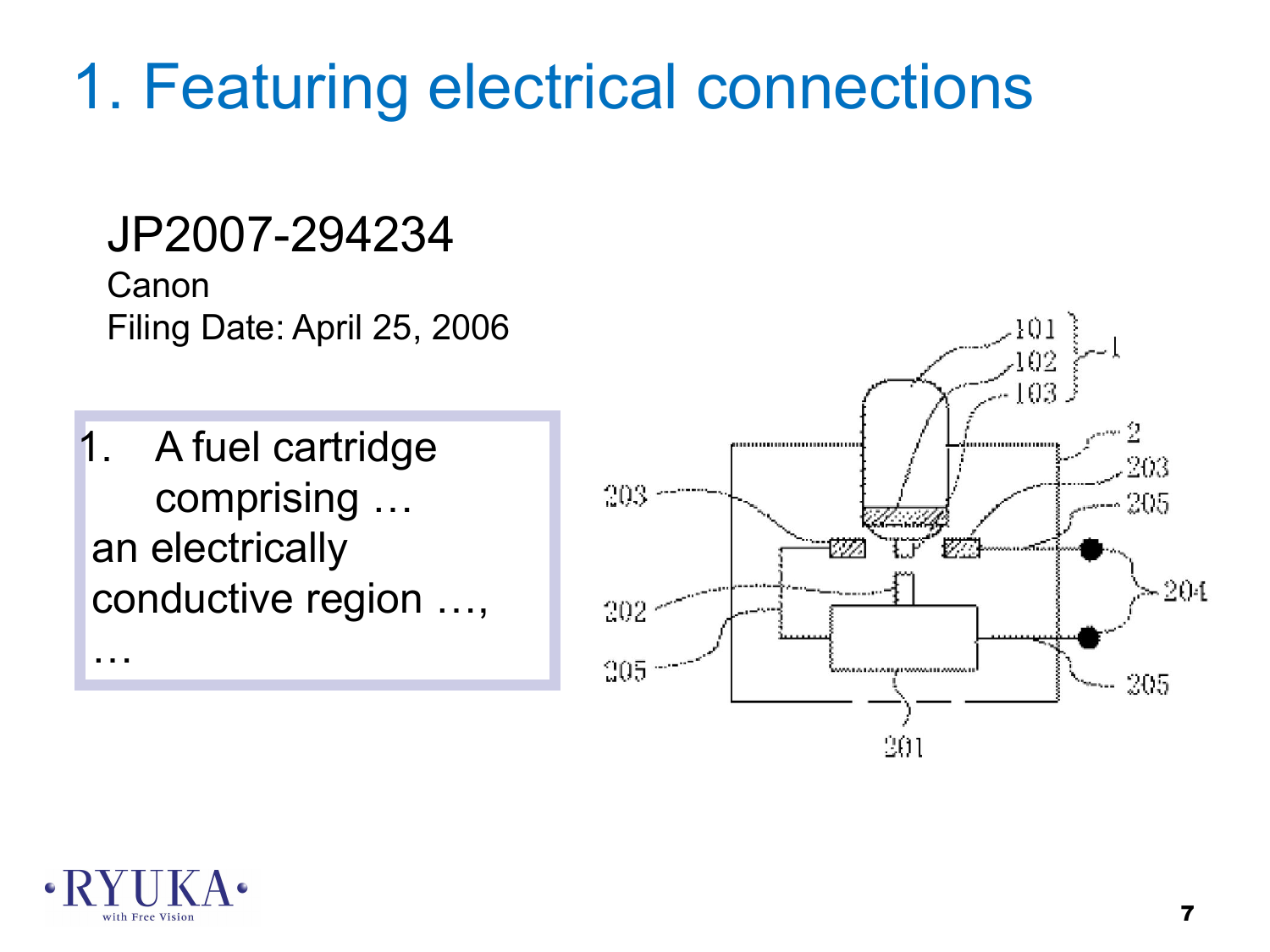# 1. Featuring electrical connections

JP2007-294234

Canon

Filing Date: April 25, 2006

1. A fuel cartridge comprising …
an electrically conductive region …,
…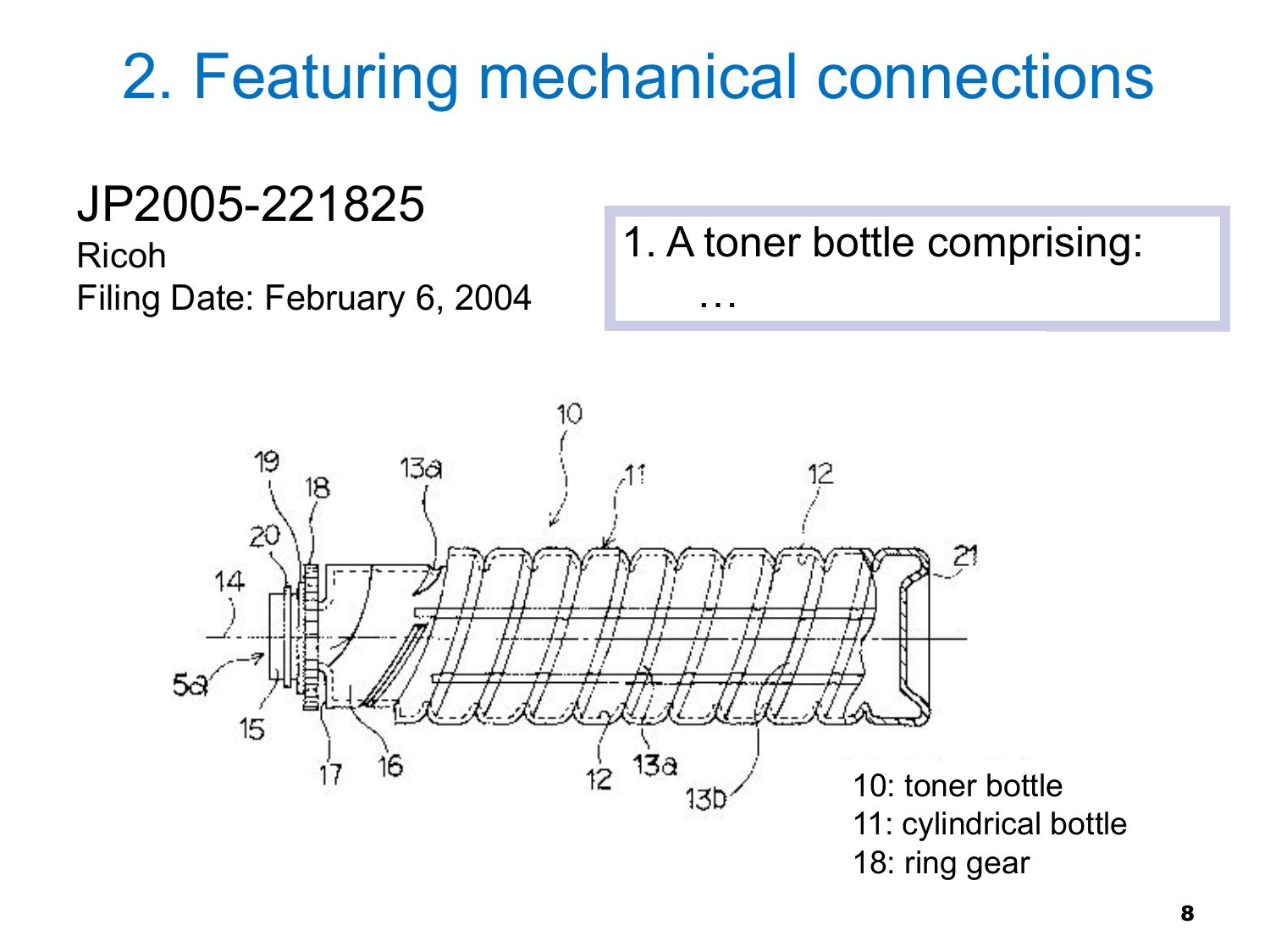# 2. Featuring mechanical connections

JP2005-221825

Ricoh

Filing Date: February 6, 2004

1. A toner bottle comprising:

…

10: toner bottle

11: cylindrical bottle

18: ring gear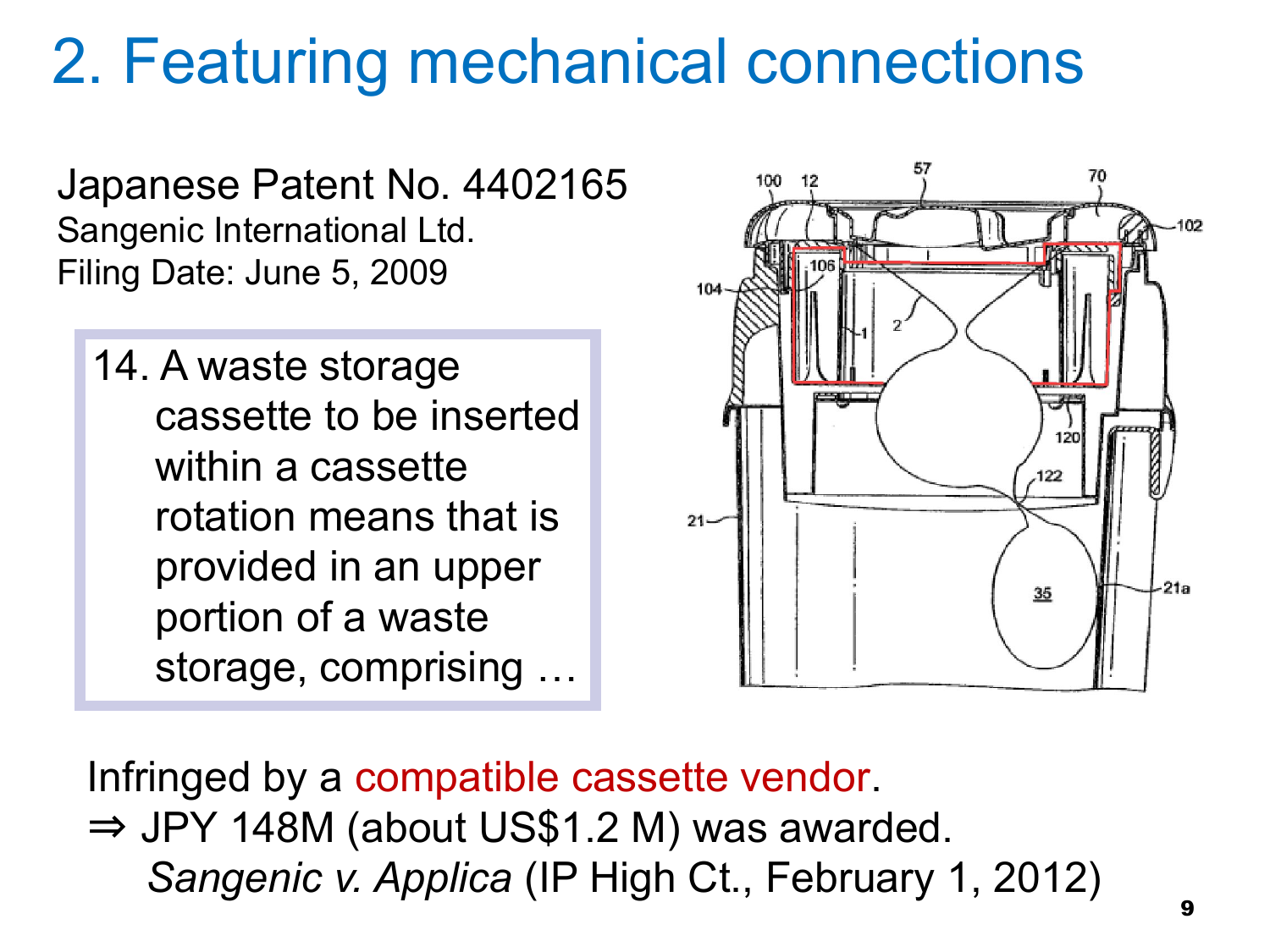# 2. Featuring mechanical connections

Japanese Patent No. 4402165
Sangenic International Ltd.
Filing Date: June 5, 2009

> 14. A waste storage cassette to be inserted within a cassette rotation means that is provided in an upper portion of a waste storage, comprising …

Infringed by a compatible cassette vendor.
⇒ JPY 148M (about US$1.2 M) was awarded.
*Sangenic v. Applica* (IP High Ct., February 1, 2012)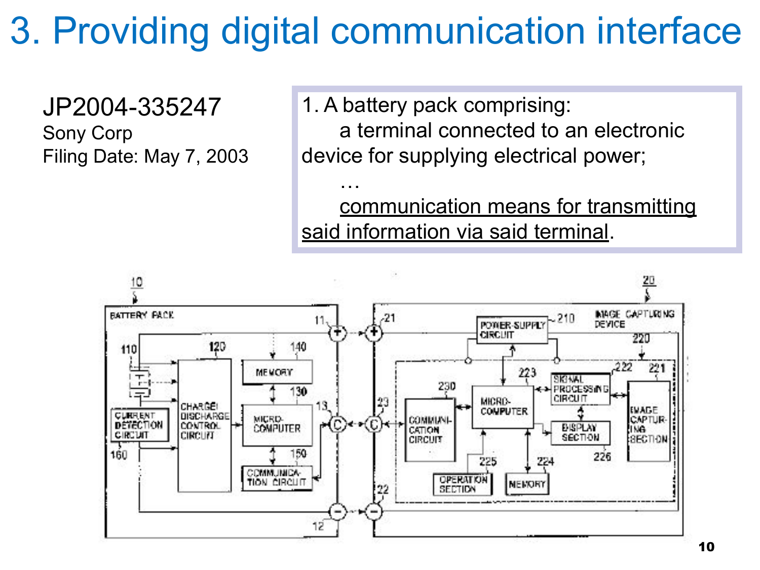# 3. Providing digital communication interface

JP2004-335247
Sony Corp
Filing Date: May 7, 2003

1. A battery pack comprising:
    a terminal connected to an electronic device for supplying electrical power;
    …
    <u>communication means for transmitting said information via said terminal</u>.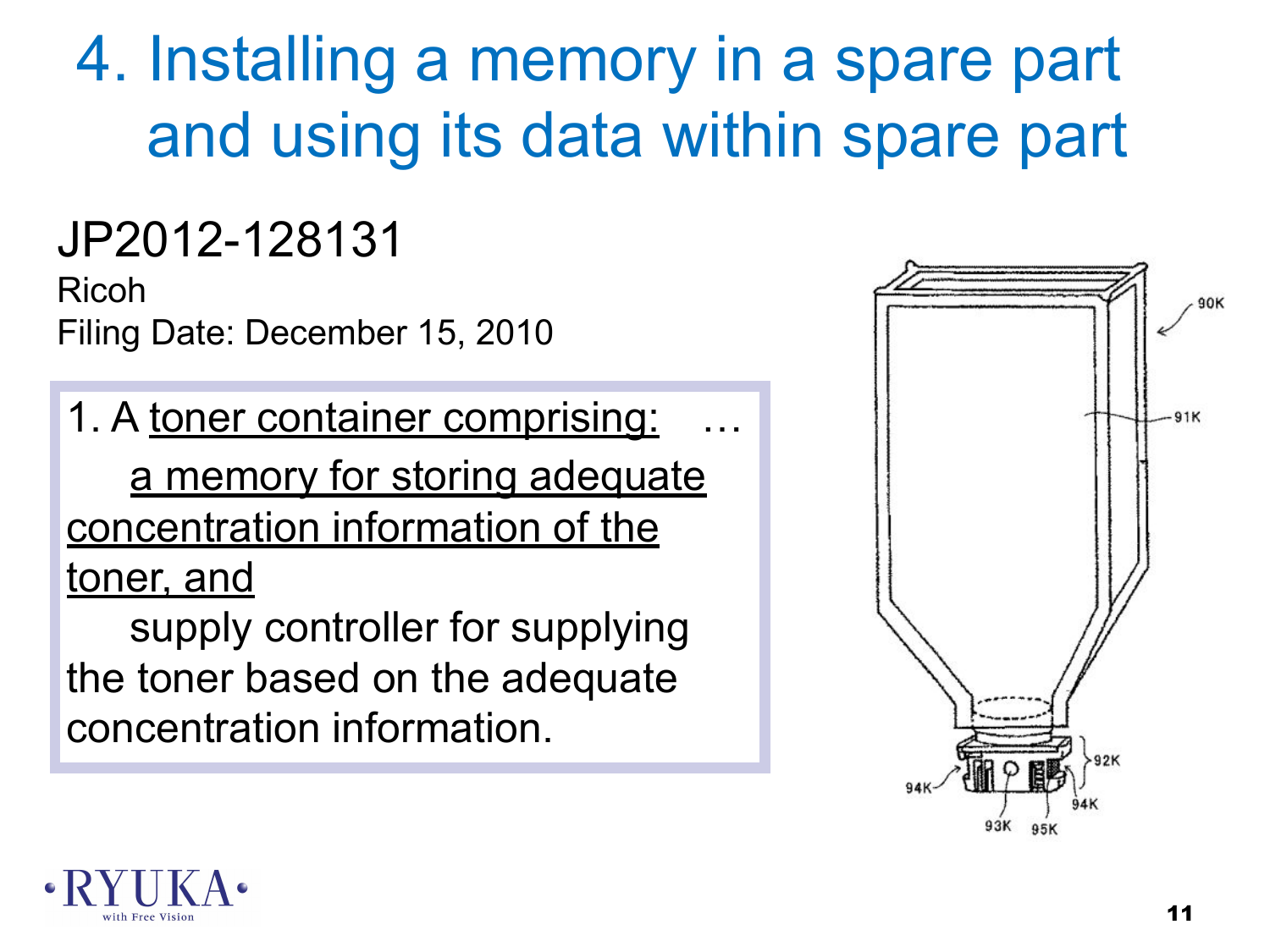# 4. Installing a memory in a spare part and using its data within spare part

JP2012-128131

Ricoh

Filing Date: December 15, 2010

> 1. A toner container comprising: …
>
> a memory for storing adequate concentration information of the toner, and
>
> supply controller for supplying the toner based on the adequate concentration information.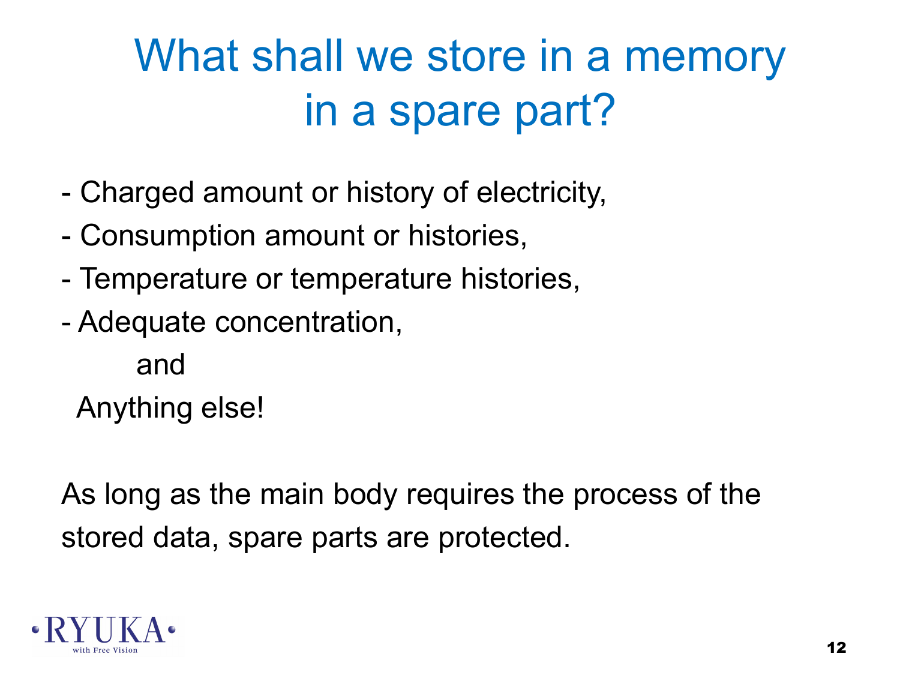# What shall we store in a memory in a spare part?

- Charged amount or history of electricity,
- Consumption amount or histories,
- Temperature or temperature histories,
- Adequate concentration,

and

Anything else!

As long as the main body requires the process of the stored data, spare parts are protected.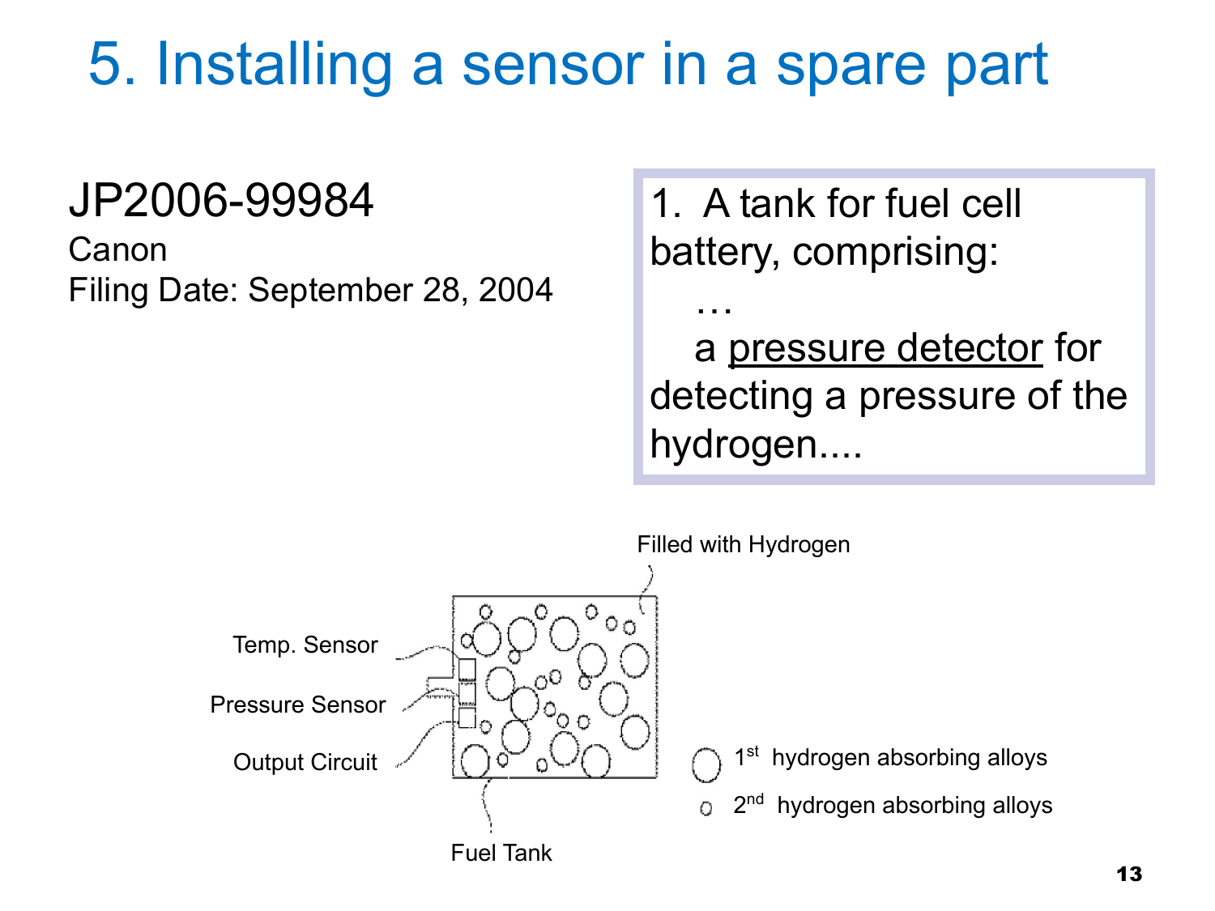# 5. Installing a sensor in a spare part

JP2006-99984

Canon

Filing Date: September 28, 2004

> 1. A tank for fuel cell battery, comprising:
>
> …
>
> a <u>pressure detector</u> for detecting a pressure of the hydrogen....

Filled with Hydrogen

Temp. Sensor

Pressure Sensor

Output Circuit

Fuel Tank

1st hydrogen absorbing alloys

2nd hydrogen absorbing alloys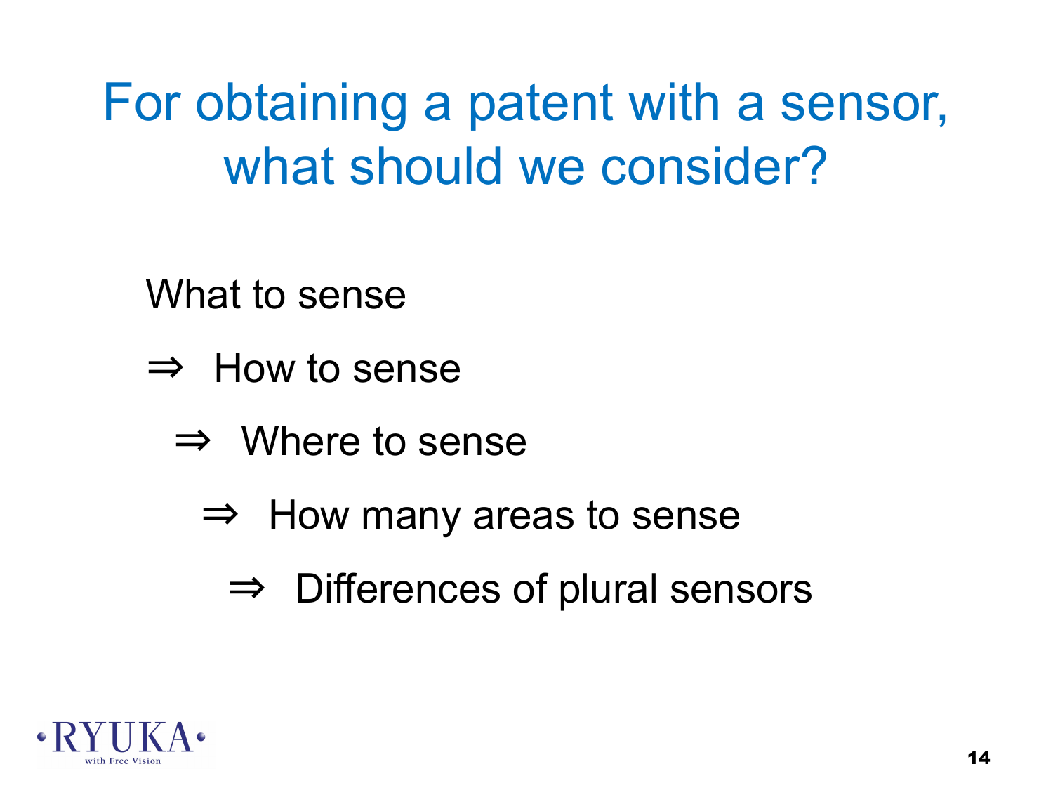# For obtaining a patent with a sensor, what should we consider?

What to sense

⇒ How to sense

⇒ Where to sense

⇒ How many areas to sense

⇒ Differences of plural sensors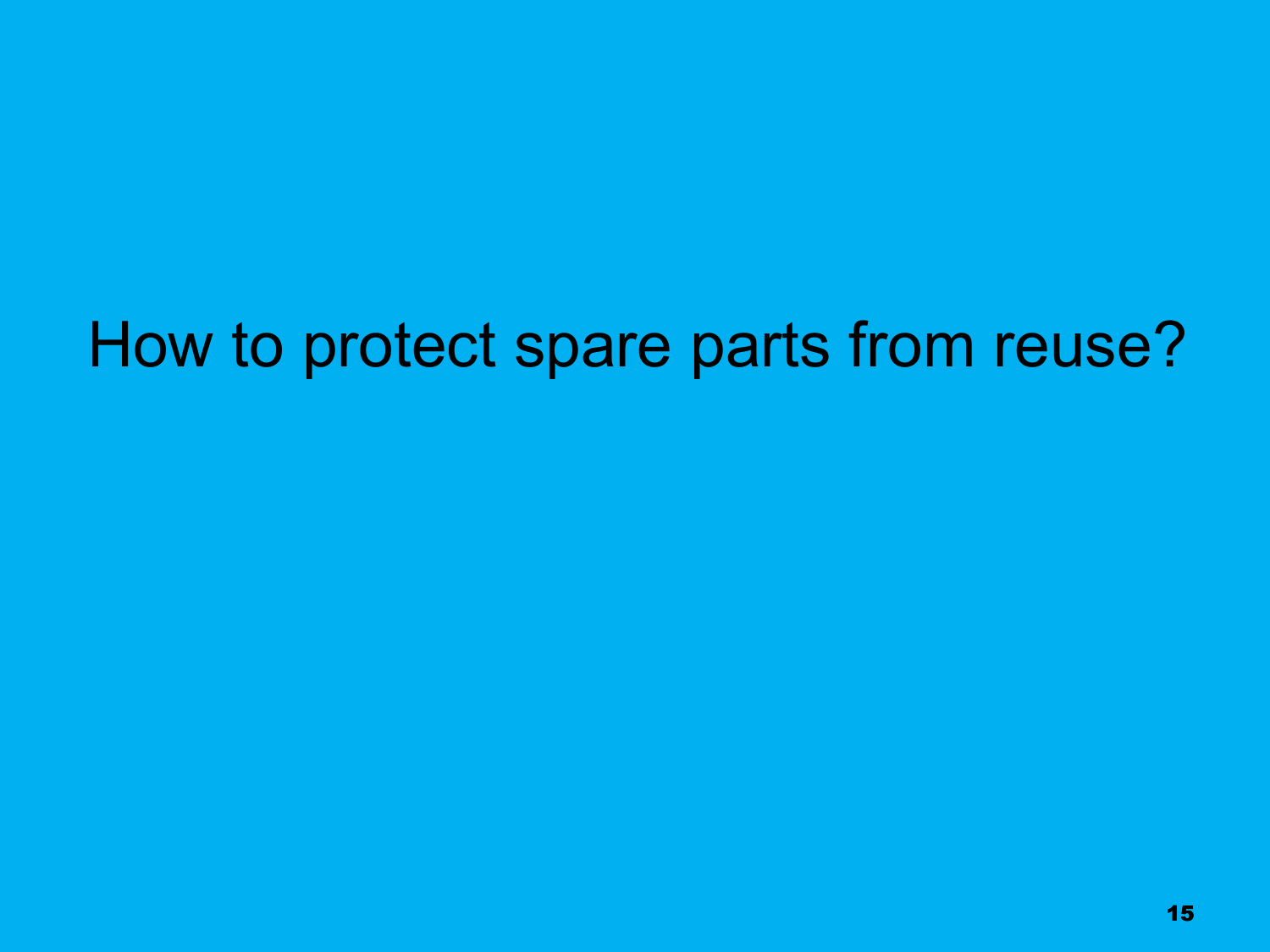# How to protect spare parts from reuse?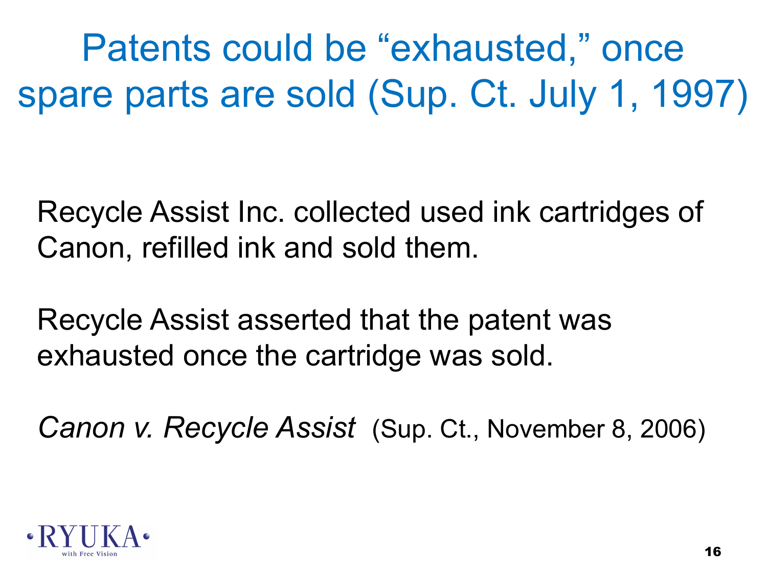# Patents could be "exhausted," once spare parts are sold (Sup. Ct. July 1, 1997)

Recycle Assist Inc. collected used ink cartridges of Canon, refilled ink and sold them.

Recycle Assist asserted that the patent was exhausted once the cartridge was sold.

*Canon v. Recycle Assist* (Sup. Ct., November 8, 2006)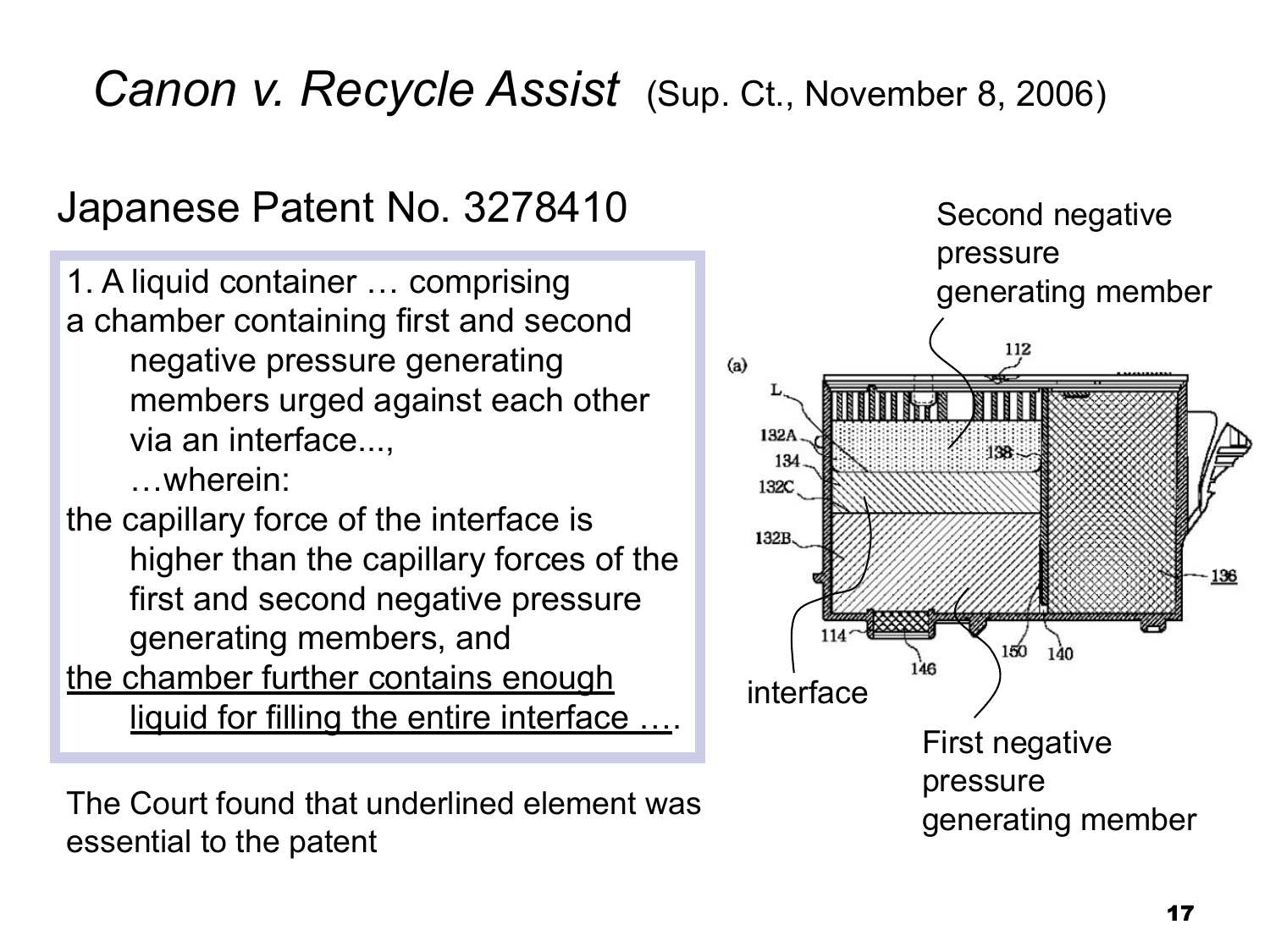# *Canon v. Recycle Assist* (Sup. Ct., November 8, 2006)

## Japanese Patent No. 3278410

1. A liquid container … comprising
a chamber containing first and second negative pressure generating members urged against each other via an interface...,
…wherein:
the capillary force of the interface is higher than the capillary forces of the first and second negative pressure generating members, and
<u>the chamber further contains enough liquid for filling the entire interface …</u>.

The Court found that underlined element was essential to the patent

Second negative pressure generating member

interface

First negative pressure generating member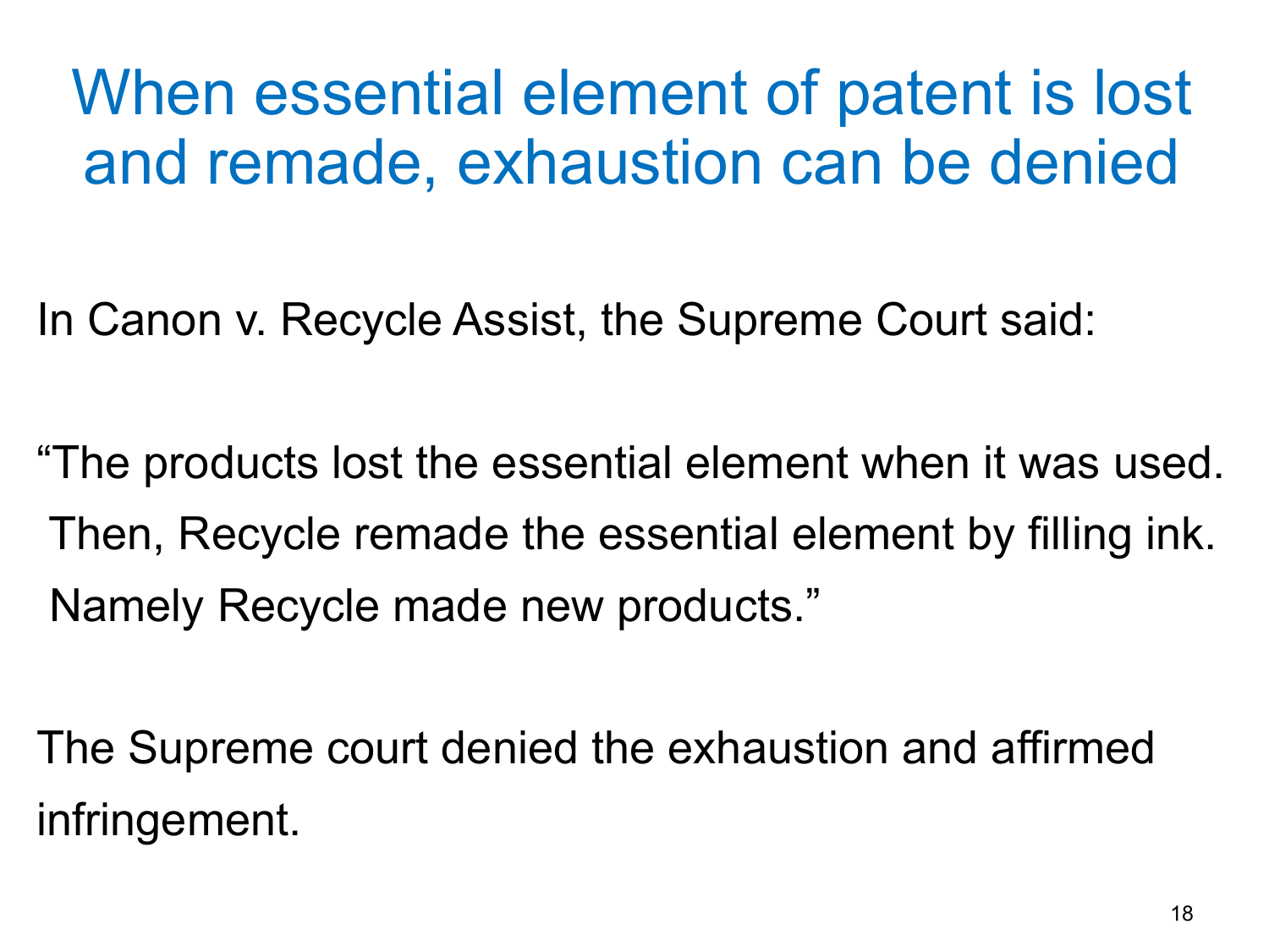# When essential element of patent is lost and remade, exhaustion can be denied

In Canon v. Recycle Assist, the Supreme Court said:

"The products lost the essential element when it was used. Then, Recycle remade the essential element by filling ink. Namely Recycle made new products."

The Supreme court denied the exhaustion and affirmed infringement.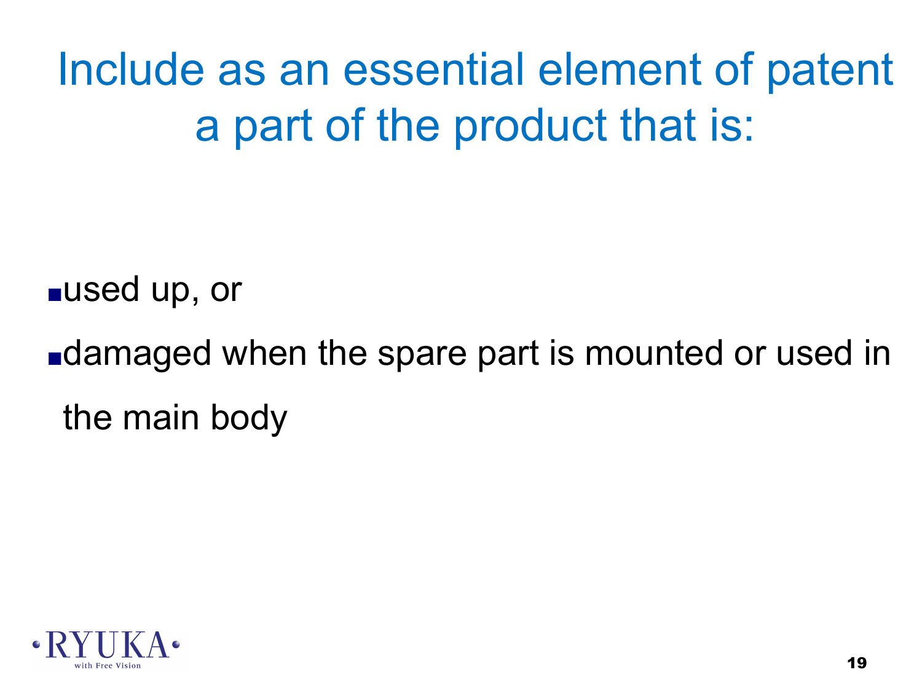# Include as an essential element of patent a part of the product that is:

- used up, or
- damaged when the spare part is mounted or used in the main body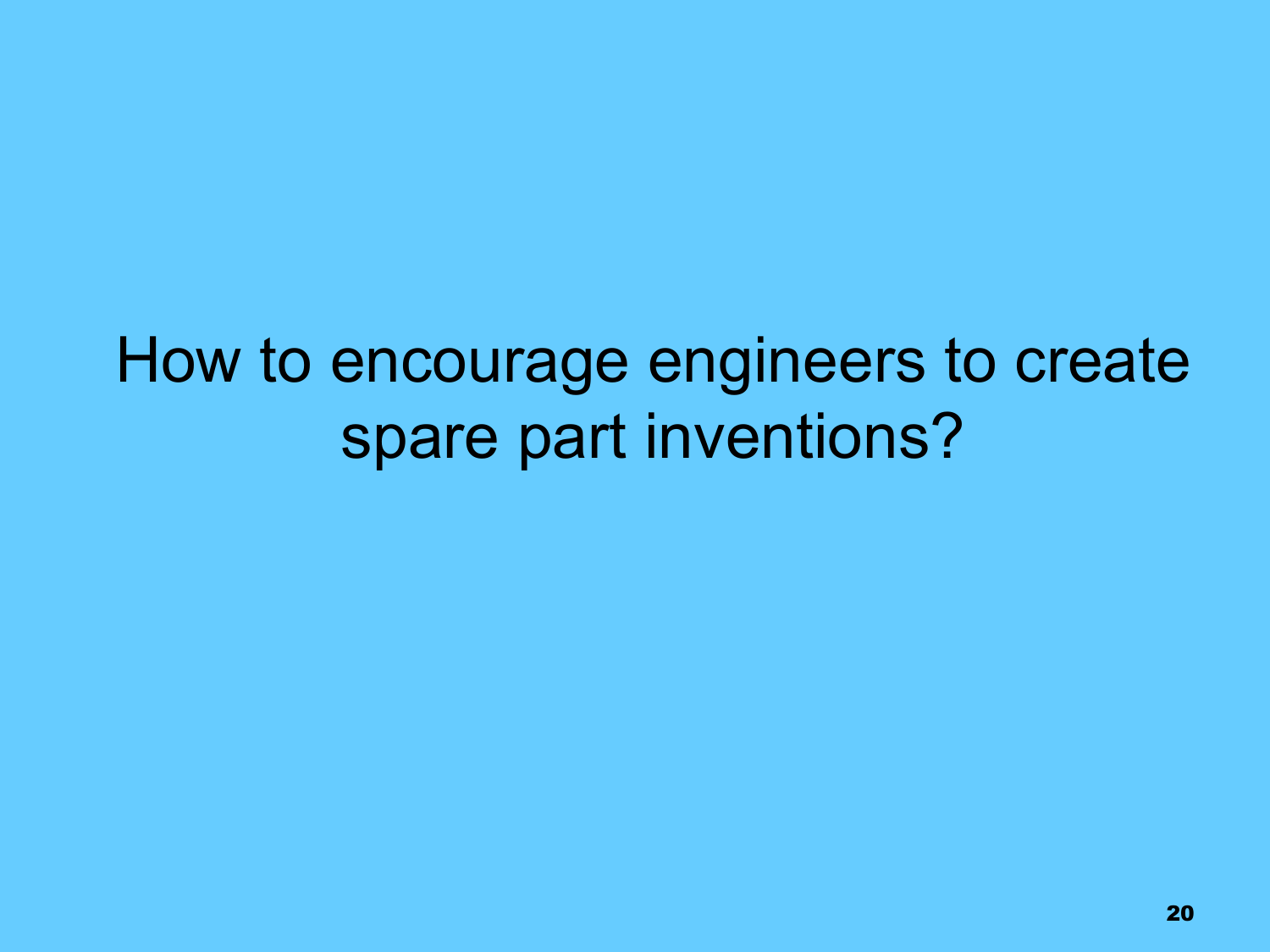How to encourage engineers to create spare part inventions?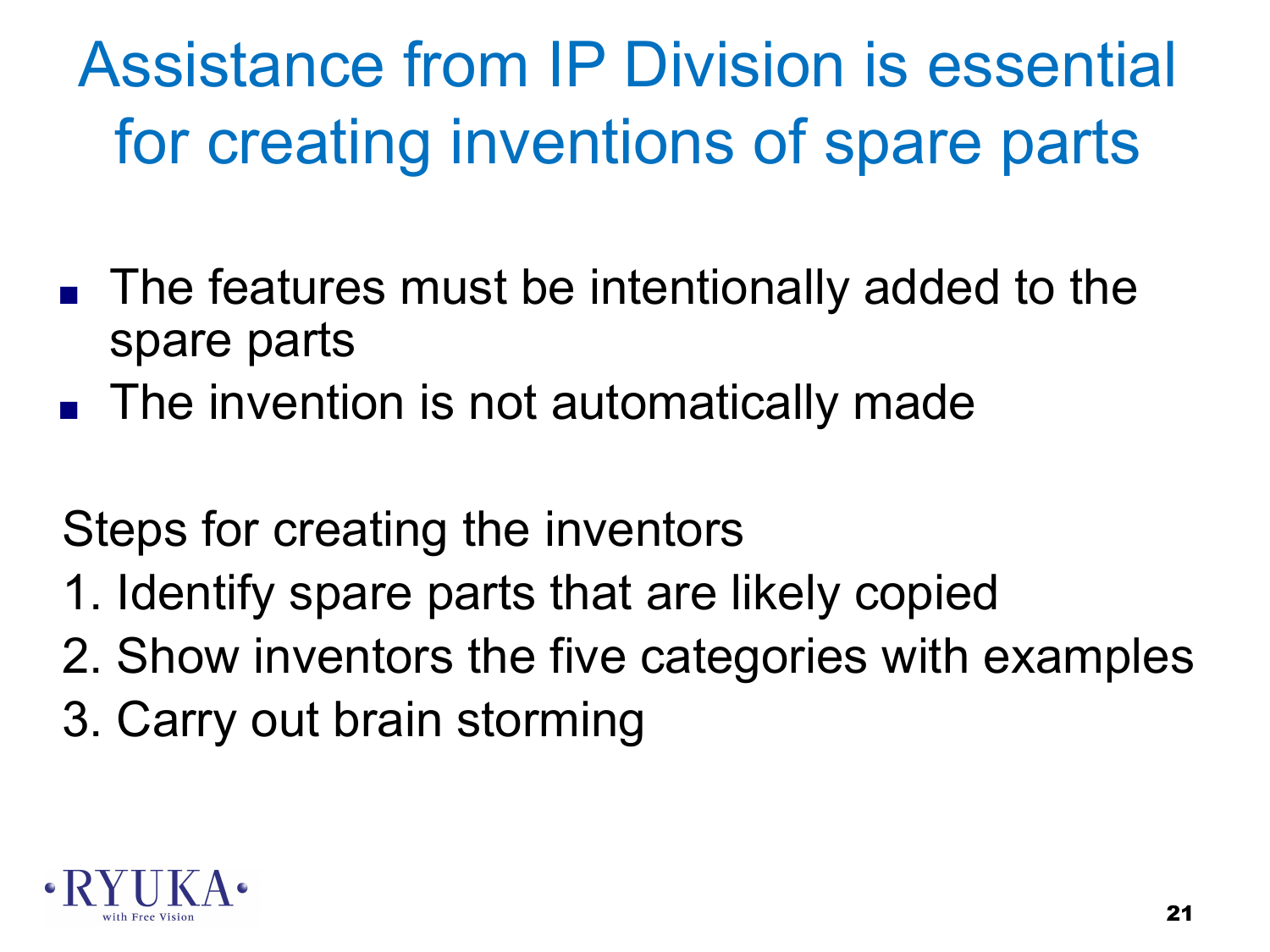# Assistance from IP Division is essential for creating inventions of spare parts

- The features must be intentionally added to the spare parts
- The invention is not automatically made

Steps for creating the inventors

1. Identify spare parts that are likely copied
2. Show inventors the five categories with examples
3. Carry out brain storming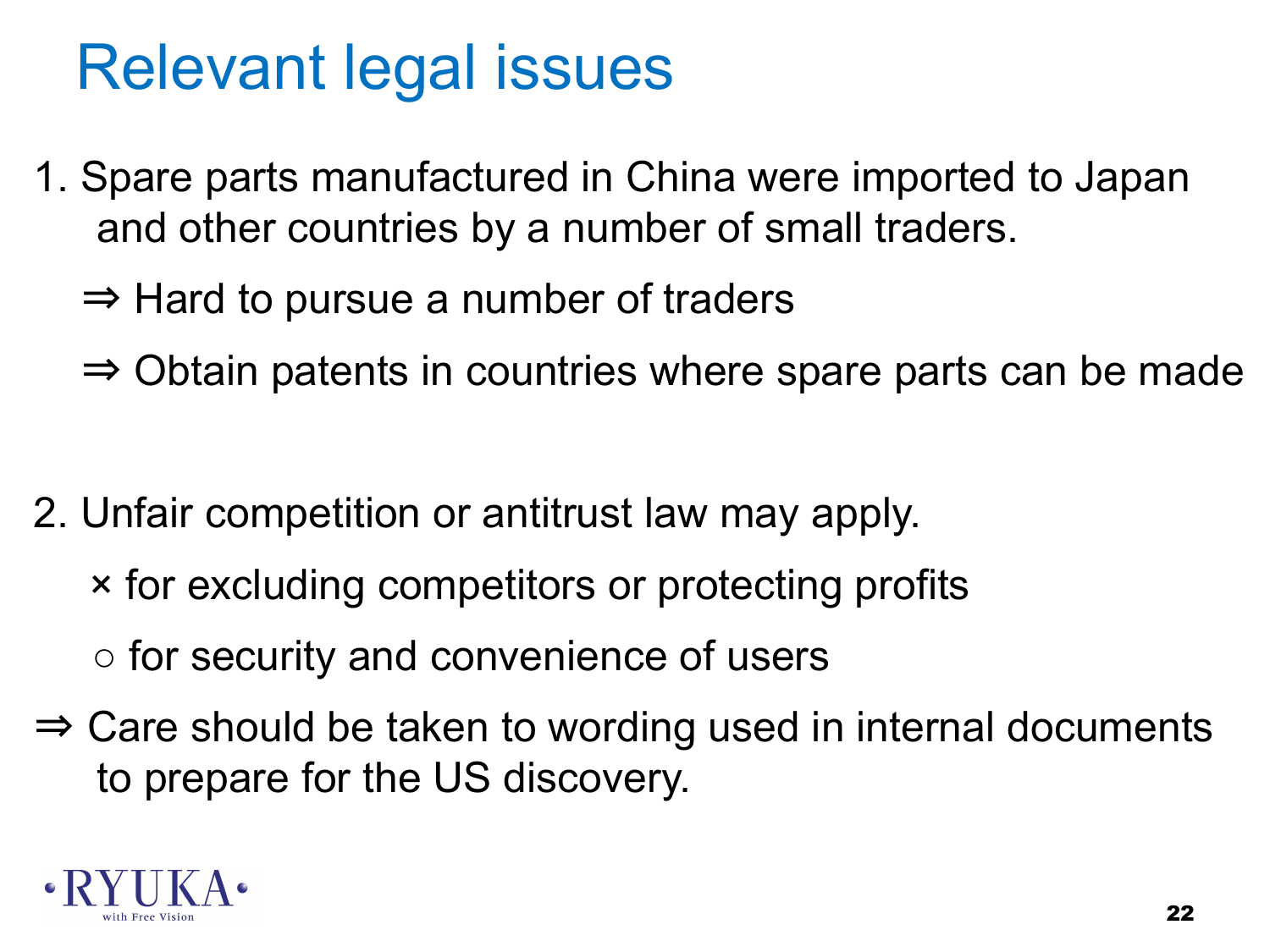# Relevant legal issues

1. Spare parts manufactured in China were imported to Japan and other countries by a number of small traders.

   ⇒ Hard to pursue a number of traders

   ⇒ Obtain patents in countries where spare parts can be made

2. Unfair competition or antitrust law may apply.

   × for excluding competitors or protecting profits

   ○ for security and convenience of users

⇒ Care should be taken to wording used in internal documents to prepare for the US discovery.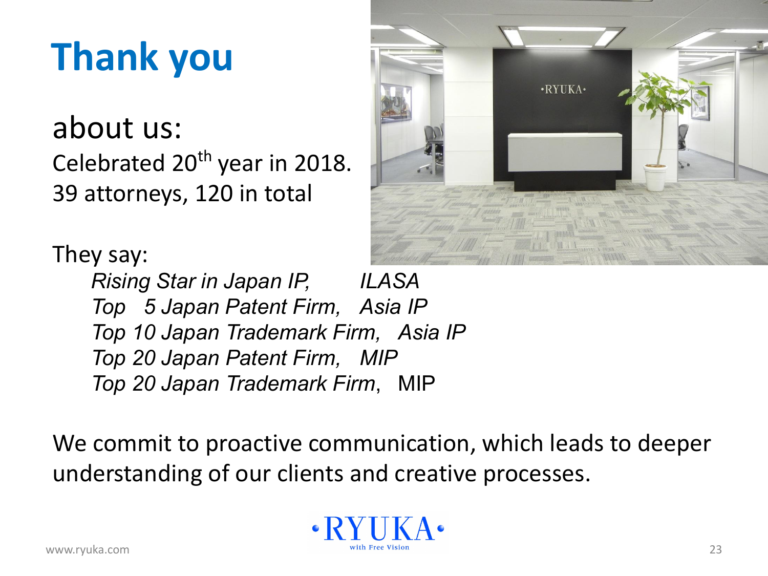# Thank you

## about us:

Celebrated 20th year in 2018.
39 attorneys, 120 in total

They say:

*Rising Star in Japan IP,* *ILASA*
*Top 5 Japan Patent Firm,* *Asia IP*
*Top 10 Japan Trademark Firm,* *Asia IP*
*Top 20 Japan Patent Firm,* *MIP*
*Top 20 Japan Trademark Firm*, MIP

We commit to proactive communication, which leads to deeper understanding of our clients and creative processes.

•RYUKA•
with Free Vision

www.ryuka.com